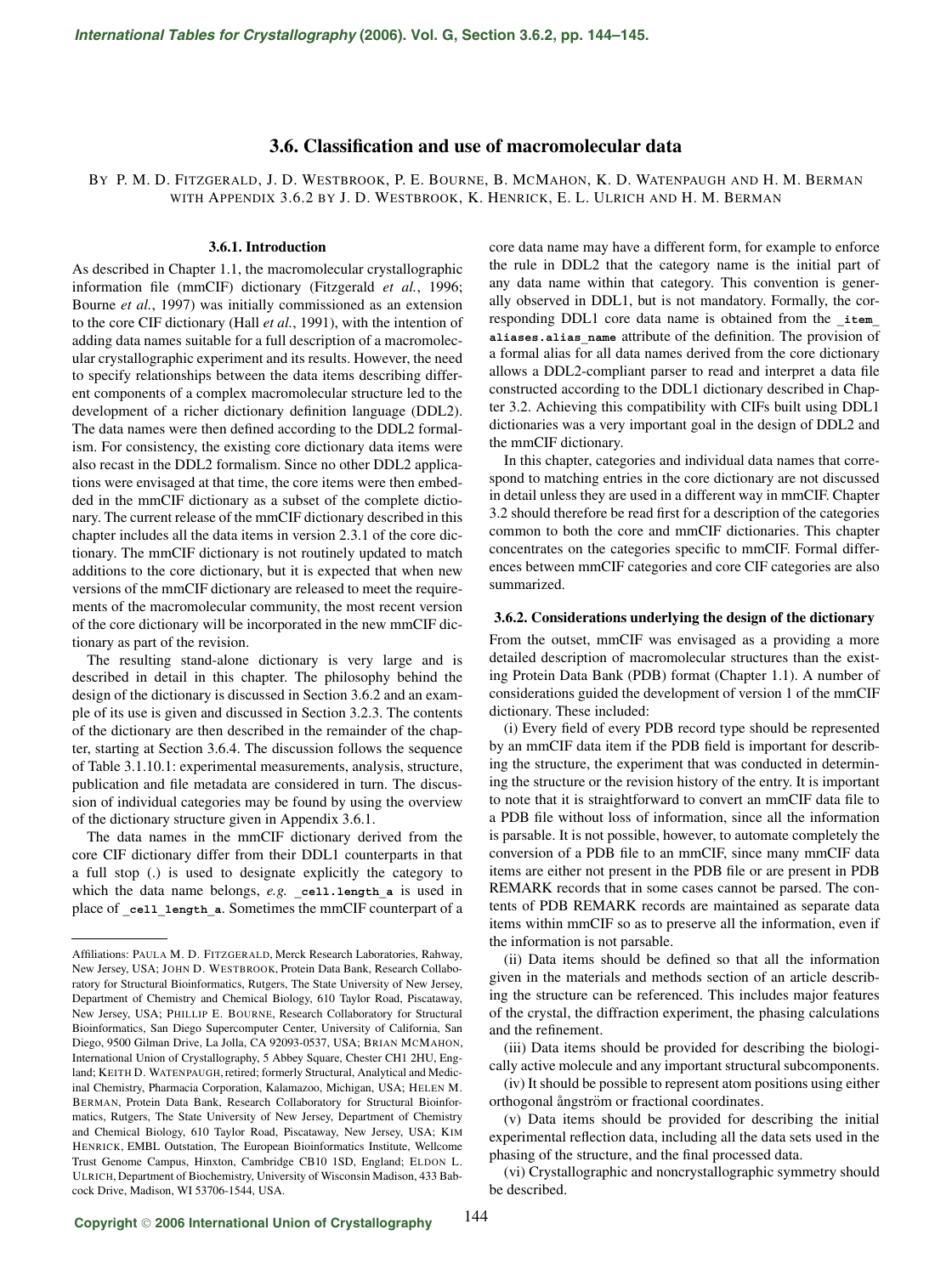# 3.6. Classification and use of macromolecular data

BY P. M. D. FITZGERALD, J. D. WESTBROOK, P. E. BOURNE, B. MCMAHON, K. D. WATENPAUGH AND H. M. BERMAN WITH APPENDIX 3.6.2 BY J. D. WESTBROOK, K. HENRICK, E. L. ULRICH AND H. M. BERMAN

## 3.6.1. Introduction

As described in Chapter 1.1, the macromolecular crystallographic information file (mmCIF) dictionary (Fitzgerald *et al.*, 1996; Bourne *et al.*, 1997) was initially commissioned as an extension to the core CIF dictionary (Hall *et al.*, 1991), with the intention of adding data names suitable for a full description of a macromolecular crystallographic experiment and its results. However, the need to specify relationships between the data items describing different components of a complex macromolecular structure led to the development of a richer dictionary definition language (DDL2). The data names were then defined according to the DDL2 formalism. For consistency, the existing core dictionary data items were also recast in the DDL2 formalism. Since no other DDL2 applications were envisaged at that time, the core items were then embedded in the mmCIF dictionary as a subset of the complete dictionary. The current release of the mmCIF dictionary described in this chapter includes all the data items in version 2.3.1 of the core dictionary. The mmCIF dictionary is not routinely updated to match additions to the core dictionary, but it is expected that when new versions of the mmCIF dictionary are released to meet the requirements of the macromolecular community, the most recent version of the core dictionary will be incorporated in the new mmCIF dictionary as part of the revision.

The resulting stand-alone dictionary is very large and is described in detail in this chapter. The philosophy behind the design of the dictionary is discussed in Section 3.6.2 and an example of its use is given and discussed in Section 3.2.3. The contents of the dictionary are then described in the remainder of the chapter, starting at Section 3.6.4. The discussion follows the sequence of Table 3.1.10.1: experimental measurements, analysis, structure, publication and file metadata are considered in turn. The discussion of individual categories may be found by using the overview of the dictionary structure given in Appendix 3.6.1.

The data names in the mmCIF dictionary derived from the core CIF dictionary differ from their DDL1 counterparts in that a full stop (.) is used to designate explicitly the category to which the data name belongs, *e.g.* **_cell.length_a** is used in place of **_cell_length_a**. Sometimes the mmCIF counterpart of a core data name may have a different form, for example to enforce the rule in DDL2 that the category name is the initial part of any data name within that category. This convention is generally observed in DDL1, but is not mandatory. Formally, the corresponding DDL1 core data name is obtained from the **_item_aliases.alias_name** attribute of the definition. The provision of a formal alias for all data names derived from the core dictionary allows a DDL2-compliant parser to read and interpret a data file constructed according to the DDL1 dictionary described in Chapter 3.2. Achieving this compatibility with CIFs built using DDL1 dictionaries was a very important goal in the design of DDL2 and the mmCIF dictionary.

In this chapter, categories and individual data names that correspond to matching entries in the core dictionary are not discussed in detail unless they are used in a different way in mmCIF. Chapter 3.2 should therefore be read first for a description of the categories common to both the core and mmCIF dictionaries. This chapter concentrates on the categories specific to mmCIF. Formal differences between mmCIF categories and core CIF categories are also summarized.

## 3.6.2. Considerations underlying the design of the dictionary

From the outset, mmCIF was envisaged as a providing a more detailed description of macromolecular structures than the existing Protein Data Bank (PDB) format (Chapter 1.1). A number of considerations guided the development of version 1 of the mmCIF dictionary. These included:

(i) Every field of every PDB record type should be represented by an mmCIF data item if the PDB field is important for describing the structure, the experiment that was conducted in determining the structure or the revision history of the entry. It is important to note that it is straightforward to convert an mmCIF data file to a PDB file without loss of information, since all the information is parsable. It is not possible, however, to automate completely the conversion of a PDB file to an mmCIF, since many mmCIF data items are either not present in the PDB file or are present in PDB REMARK records that in some cases cannot be parsed. The contents of PDB REMARK records are maintained as separate data items within mmCIF so as to preserve all the information, even if the information is not parsable.

(ii) Data items should be defined so that all the information given in the materials and methods section of an article describing the structure can be referenced. This includes major features of the crystal, the diffraction experiment, the phasing calculations and the refinement.

(iii) Data items should be provided for describing the biologically active molecule and any important structural subcomponents.

(iv) It should be possible to represent atom positions using either orthogonal ångström or fractional coordinates.

(v) Data items should be provided for describing the initial experimental reflection data, including all the data sets used in the phasing of the structure, and the final processed data.

(vi) Crystallographic and noncrystallographic symmetry should be described.

---

Affiliations: PAULA M. D. FITZGERALD, Merck Research Laboratories, Rahway, New Jersey, USA; JOHN D. WESTBROOK, Protein Data Bank, Research Collaboratory for Structural Bioinformatics, Rutgers, The State University of New Jersey, Department of Chemistry and Chemical Biology, 610 Taylor Road, Piscataway, New Jersey, USA; PHILLIP E. BOURNE, Research Collaboratory for Structural Bioinformatics, San Diego Supercomputer Center, University of California, San Diego, 9500 Gilman Drive, La Jolla, CA 92093-0537, USA; BRIAN MCMAHON, International Union of Crystallography, 5 Abbey Square, Chester CH1 2HU, England; KEITH D. WATENPAUGH, retired; formerly Structural, Analytical and Medicinal Chemistry, Pharmacia Corporation, Kalamazoo, Michigan, USA; HELEN M. BERMAN, Protein Data Bank, Research Collaboratory for Structural Bioinformatics, Rutgers, The State University of New Jersey, Department of Chemistry and Chemical Biology, 610 Taylor Road, Piscataway, New Jersey, USA; KIM HENRICK, EMBL Outstation, The European Bioinformatics Institute, Wellcome Trust Genome Campus, Hinxton, Cambridge CB10 1SD, England; ELDON L. ULRICH, Department of Biochemistry, University of Wisconsin Madison, 433 Babcock Drive, Madison, WI 53706-1544, USA.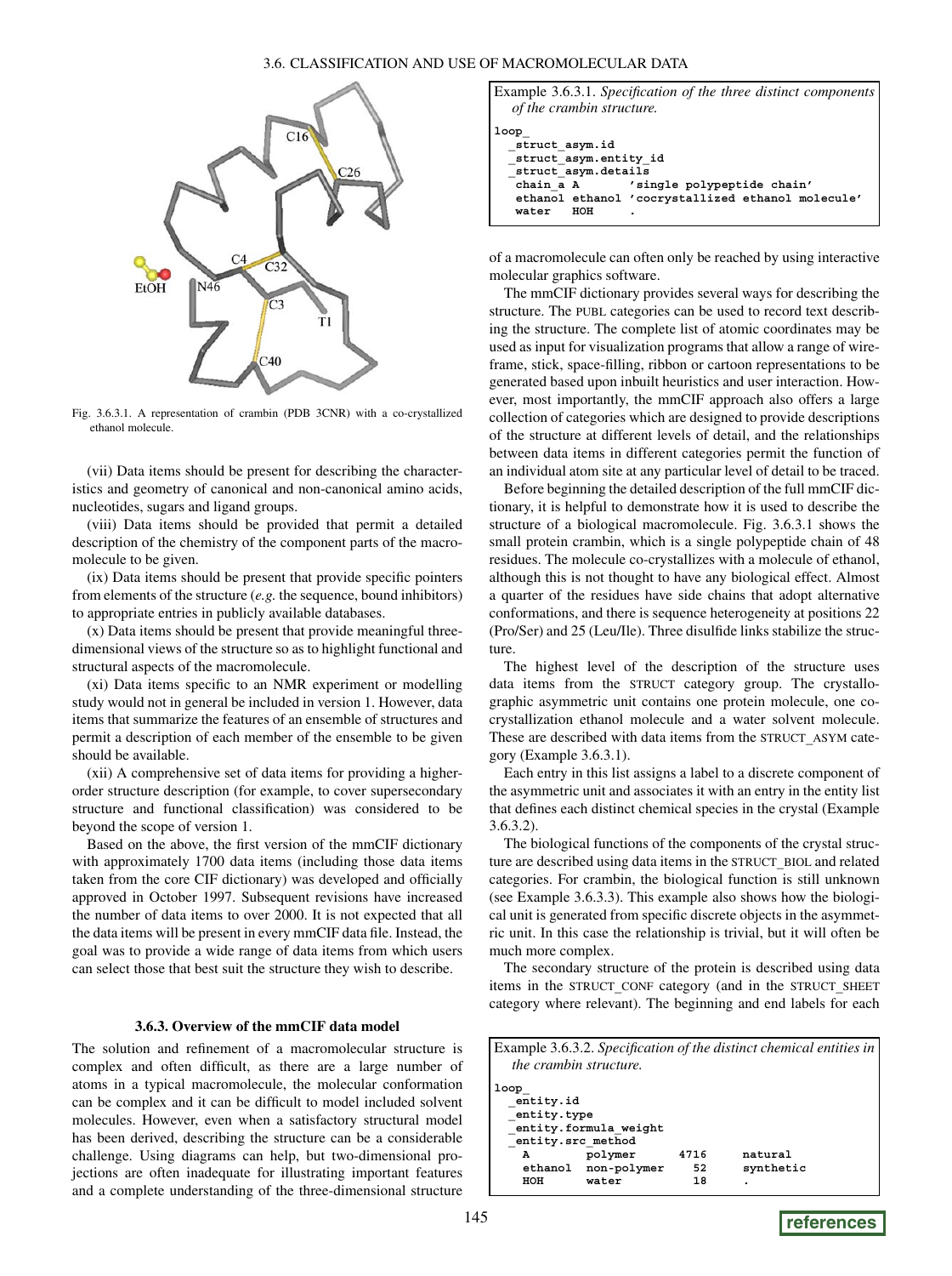Fig. 3.6.3.1. A representation of crambin (PDB 3CNR) with a co-crystallized ethanol molecule.

(vii) Data items should be present for describing the characteristics and geometry of canonical and non-canonical amino acids, nucleotides, sugars and ligand groups.

(viii) Data items should be provided that permit a detailed description of the chemistry of the component parts of the macromolecule to be given.

(ix) Data items should be present that provide specific pointers from elements of the structure (*e.g.* the sequence, bound inhibitors) to appropriate entries in publicly available databases.

(x) Data items should be present that provide meaningful three-dimensional views of the structure so as to highlight functional and structural aspects of the macromolecule.

(xi) Data items specific to an NMR experiment or modelling study would not in general be included in version 1. However, data items that summarize the features of an ensemble of structures and permit a description of each member of the ensemble to be given should be available.

(xii) A comprehensive set of data items for providing a higher-order structure description (for example, to cover supersecondary structure and functional classification) was considered to be beyond the scope of version 1.

Based on the above, the first version of the mmCIF dictionary with approximately 1700 data items (including those data items taken from the core CIF dictionary) was developed and officially approved in October 1997. Subsequent revisions have increased the number of data items to over 2000. It is not expected that all the data items will be present in every mmCIF data file. Instead, the goal was to provide a wide range of data items from which users can select those that best suit the structure they wish to describe.

### 3.6.3. Overview of the mmCIF data model

The solution and refinement of a macromolecular structure is complex and often difficult, as there are a large number of atoms in a typical macromolecule, the molecular conformation can be complex and it can be difficult to model included solvent molecules. However, even when a satisfactory structural model has been derived, describing the structure can be a considerable challenge. Using diagrams can help, but two-dimensional projections are often inadequate for illustrating important features and a complete understanding of the three-dimensional structure of a macromolecule can often only be reached by using interactive molecular graphics software.

Example 3.6.3.1. *Specification of the three distinct components of the crambin structure.*

```
loop_
  _struct_asym.id
  _struct_asym.entity_id
  _struct_asym.details
   chain_a A         'single polypeptide chain'
   ethanol ethanol 'cocrystallized ethanol molecule'
   water    HOH      .
```

The mmCIF dictionary provides several ways for describing the structure. The PUBL categories can be used to record text describing the structure. The complete list of atomic coordinates may be used as input for visualization programs that allow a range of wire-frame, stick, space-filling, ribbon or cartoon representations to be generated based upon inbuilt heuristics and user interaction. However, most importantly, the mmCIF approach also offers a large collection of categories which are designed to provide descriptions of the structure at different levels of detail, and the relationships between data items in different categories permit the function of an individual atom site at any particular level of detail to be traced.

Before beginning the detailed description of the full mmCIF dictionary, it is helpful to demonstrate how it is used to describe the structure of a biological macromolecule. Fig. 3.6.3.1 shows the small protein crambin, which is a single polypeptide chain of 48 residues. The molecule co-crystallizes with a molecule of ethanol, although this is not thought to have any biological effect. Almost a quarter of the residues have side chains that adopt alternative conformations, and there is sequence heterogeneity at positions 22 (Pro/Ser) and 25 (Leu/Ile). Three disulfide links stabilize the structure.

The highest level of the description of the structure uses data items from the STRUCT category group. The crystallographic asymmetric unit contains one protein molecule, one co-crystallization ethanol molecule and a water solvent molecule. These are described with data items from the STRUCT_ASYM category (Example 3.6.3.1).

Each entry in this list assigns a label to a discrete component of the asymmetric unit and associates it with an entry in the entity list that defines each distinct chemical species in the crystal (Example 3.6.3.2).

The biological functions of the components of the crystal structure are described using data items in the STRUCT_BIOL and related categories. For crambin, the biological function is still unknown (see Example 3.6.3.3). This example also shows how the biological unit is generated from specific discrete objects in the asymmetric unit. In this case the relationship is trivial, but it will often be much more complex.

The secondary structure of the protein is described using data items in the STRUCT_CONF category (and in the STRUCT_SHEET category where relevant). The beginning and end labels for each

Example 3.6.3.2. *Specification of the distinct chemical entities in the crambin structure.*

```
loop_
  _entity.id
  _entity.type
  _entity.formula_weight
  _entity.src_method
    A       polymer      4716     natural
    ethanol non-polymer    52     synthetic
    HOH     water          18     .
```